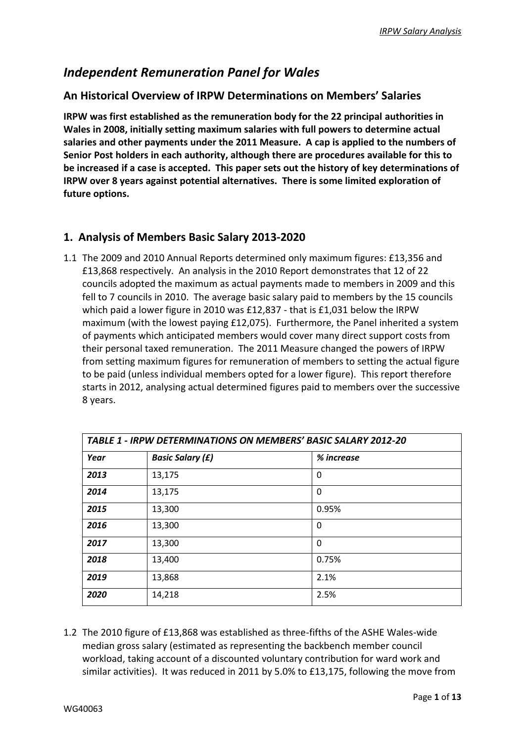# *Independent Remuneration Panel for Wales*

## An Historical Overview of IRPW Determinations on Members' Salaries

**IRPW was first established as the remuneration body for the 22 principal authorities in Wales in 2008, initially setting maximum salaries with full powers to determine actual salaries and other payments under the 2011 Measure. A cap is applied to the numbers of Senior Post holders in each authority, although there are procedures available for this to be increased if a case is accepted. This paper sets out the history of key determinations of IRPW over 8 years against potential alternatives. There is some limited exploration of future options.**

## 1. Analysis of Members Basic Salary 2013-2020

1.1 The 2009 and 2010 Annual Reports determined only maximum figures: £13,356 and £13,868 respectively. An analysis in the 2010 Report demonstrates that 12 of 22 councils adopted the maximum as actual payments made to members in 2009 and this fell to 7 councils in 2010. The average basic salary paid to members by the 15 councils which paid a lower figure in 2010 was £12,837 - that is £1,031 below the IRPW maximum (with the lowest paying £12,075). Furthermore, the Panel inherited a system of payments which anticipated members would cover many direct support costs from their personal taxed remuneration. The 2011 Measure changed the powers of IRPW from setting maximum figures for remuneration of members to setting the actual figure to be paid (unless individual members opted for a lower figure). This report therefore starts in 2012, analysing actual determined figures paid to members over the successive 8 years.

| ***TABLE 1 - IRPW DETERMINATIONS ON MEMBERS' BASIC SALARY 2012-20*** | | |
|---|---|---|
| ***Year*** | ***Basic Salary (£)*** | ***% increase*** |
| ***2013*** | 13,175 | 0 |
| ***2014*** | 13,175 | 0 |
| ***2015*** | 13,300 | 0.95% |
| ***2016*** | 13,300 | 0 |
| ***2017*** | 13,300 | 0 |
| ***2018*** | 13,400 | 0.75% |
| ***2019*** | 13,868 | 2.1% |
| ***2020*** | 14,218 | 2.5% |

1.2 The 2010 figure of £13,868 was established as three-fifths of the ASHE Wales-wide median gross salary (estimated as representing the backbench member council workload, taking account of a discounted voluntary contribution for ward work and similar activities). It was reduced in 2011 by 5.0% to £13,175, following the move from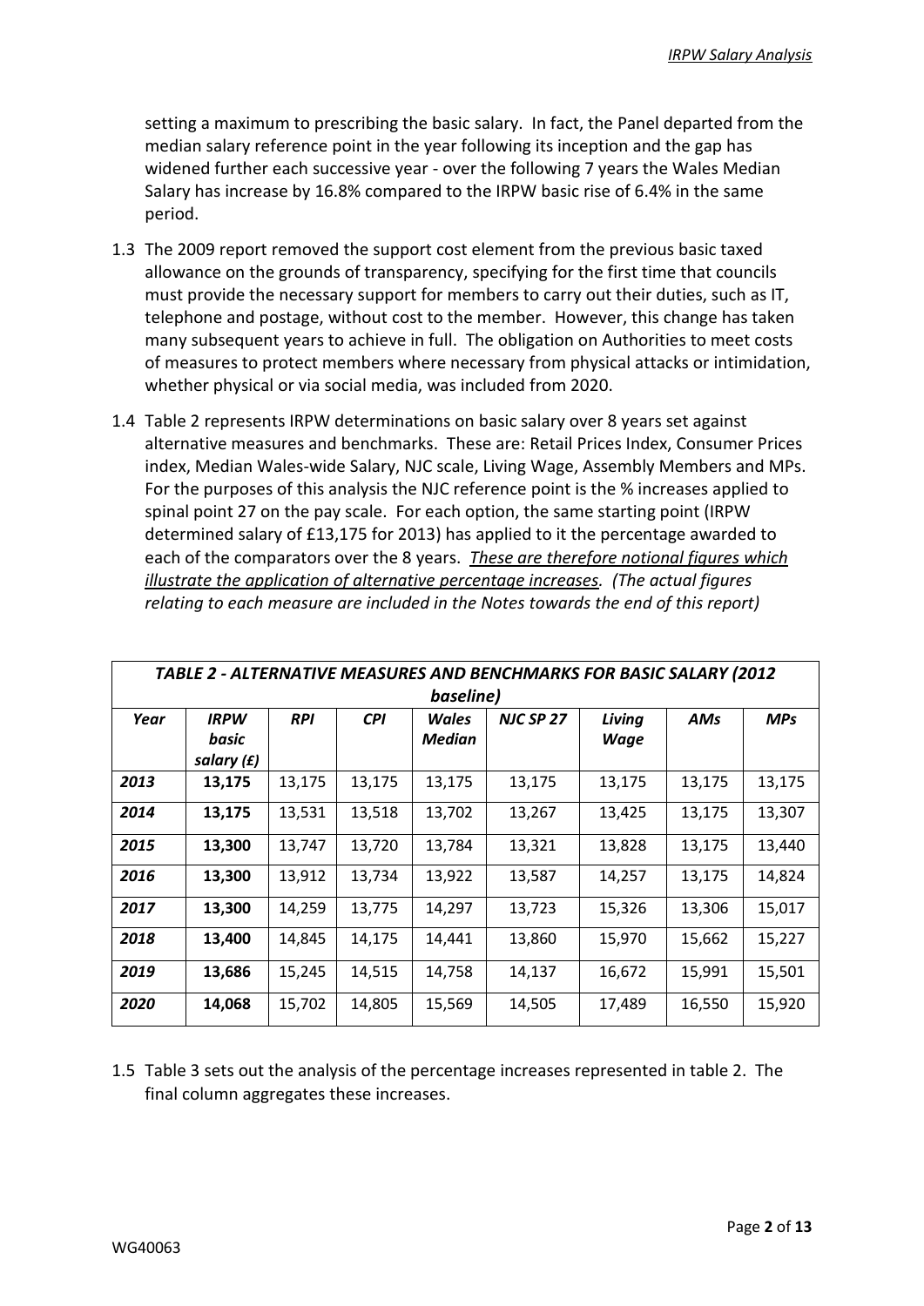setting a maximum to prescribing the basic salary. In fact, the Panel departed from the median salary reference point in the year following its inception and the gap has widened further each successive year - over the following 7 years the Wales Median Salary has increase by 16.8% compared to the IRPW basic rise of 6.4% in the same period.

1.3 The 2009 report removed the support cost element from the previous basic taxed allowance on the grounds of transparency, specifying for the first time that councils must provide the necessary support for members to carry out their duties, such as IT, telephone and postage, without cost to the member. However, this change has taken many subsequent years to achieve in full. The obligation on Authorities to meet costs of measures to protect members where necessary from physical attacks or intimidation, whether physical or via social media, was included from 2020.

1.4 Table 2 represents IRPW determinations on basic salary over 8 years set against alternative measures and benchmarks. These are: Retail Prices Index, Consumer Prices index, Median Wales-wide Salary, NJC scale, Living Wage, Assembly Members and MPs. For the purposes of this analysis the NJC reference point is the % increases applied to spinal point 27 on the pay scale. For each option, the same starting point (IRPW determined salary of £13,175 for 2013) has applied to it the percentage awarded to each of the comparators over the 8 years. *__These are therefore notional figures which illustrate the application of alternative percentage increases__. (The actual figures relating to each measure are included in the Notes towards the end of this report)*

| ***TABLE 2 - ALTERNATIVE MEASURES AND BENCHMARKS FOR BASIC SALARY (2012 baseline)*** | | | | | | | | |
|---|---|---|---|---|---|---|---|---|
| ***Year*** | ***IRPW basic salary (£)*** | ***RPI*** | ***CPI*** | ***Wales Median*** | ***NJC SP 27*** | ***Living Wage*** | ***AMs*** | ***MPs*** |
| ***2013*** | **13,175** | 13,175 | 13,175 | 13,175 | 13,175 | 13,175 | 13,175 | 13,175 |
| ***2014*** | **13,175** | 13,531 | 13,518 | 13,702 | 13,267 | 13,425 | 13,175 | 13,307 |
| ***2015*** | **13,300** | 13,747 | 13,720 | 13,784 | 13,321 | 13,828 | 13,175 | 13,440 |
| ***2016*** | **13,300** | 13,912 | 13,734 | 13,922 | 13,587 | 14,257 | 13,175 | 14,824 |
| ***2017*** | **13,300** | 14,259 | 13,775 | 14,297 | 13,723 | 15,326 | 13,306 | 15,017 |
| ***2018*** | **13,400** | 14,845 | 14,175 | 14,441 | 13,860 | 15,970 | 15,662 | 15,227 |
| ***2019*** | **13,686** | 15,245 | 14,515 | 14,758 | 14,137 | 16,672 | 15,991 | 15,501 |
| ***2020*** | **14,068** | 15,702 | 14,805 | 15,569 | 14,505 | 17,489 | 16,550 | 15,920 |

1.5 Table 3 sets out the analysis of the percentage increases represented in table 2. The final column aggregates these increases.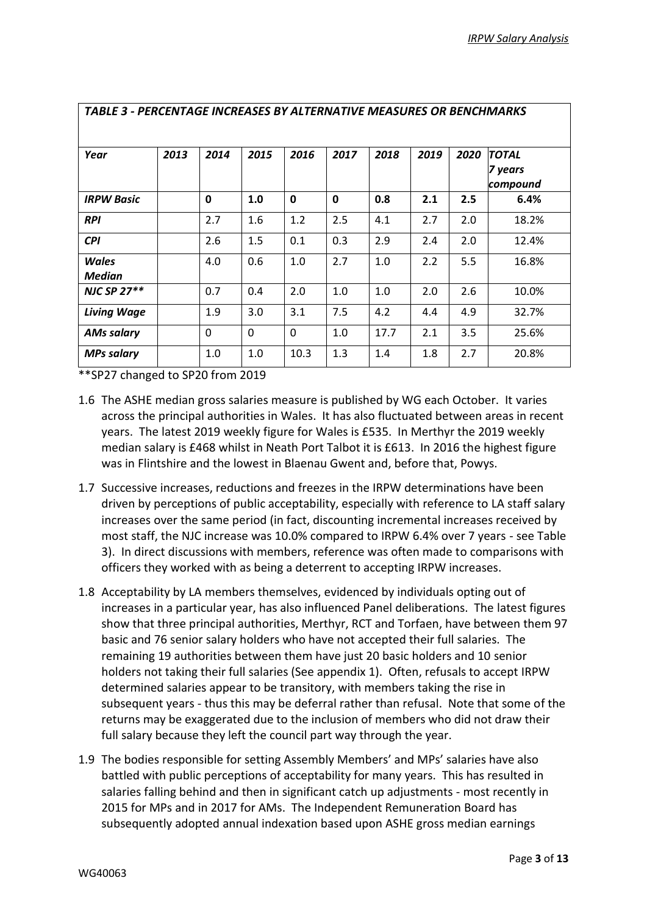| *TABLE 3 - PERCENTAGE INCREASES BY ALTERNATIVE MEASURES OR BENCHMARKS* | | | | | | | | | |
|---|---|---|---|---|---|---|---|---|---|
| ***Year*** | ***2013*** | ***2014*** | ***2015*** | ***2016*** | ***2017*** | ***2018*** | ***2019*** | ***2020*** | ***TOTAL 7 years compound*** |
| ***IRPW Basic*** | | **0** | **1.0** | **0** | **0** | **0.8** | **2.1** | **2.5** | **6.4%** |
| ***RPI*** | | 2.7 | 1.6 | 1.2 | 2.5 | 4.1 | 2.7 | 2.0 | 18.2% |
| ***CPI*** | | 2.6 | 1.5 | 0.1 | 0.3 | 2.9 | 2.4 | 2.0 | 12.4% |
| ***Wales Median*** | | 4.0 | 0.6 | 1.0 | 2.7 | 1.0 | 2.2 | 5.5 | 16.8% |
| ***NJC SP 27\*\**** | | 0.7 | 0.4 | 2.0 | 1.0 | 1.0 | 2.0 | 2.6 | 10.0% |
| ***Living Wage*** | | 1.9 | 3.0 | 3.1 | 7.5 | 4.2 | 4.4 | 4.9 | 32.7% |
| ***AMs salary*** | | 0 | 0 | 0 | 1.0 | 17.7 | 2.1 | 3.5 | 25.6% |
| ***MPs salary*** | | 1.0 | 1.0 | 10.3 | 1.3 | 1.4 | 1.8 | 2.7 | 20.8% |

**SP27 changed to SP20 from 2019

1.6 The ASHE median gross salaries measure is published by WG each October. It varies across the principal authorities in Wales. It has also fluctuated between areas in recent years. The latest 2019 weekly figure for Wales is £535. In Merthyr the 2019 weekly median salary is £468 whilst in Neath Port Talbot it is £613. In 2016 the highest figure was in Flintshire and the lowest in Blaenau Gwent and, before that, Powys.

1.7 Successive increases, reductions and freezes in the IRPW determinations have been driven by perceptions of public acceptability, especially with reference to LA staff salary increases over the same period (in fact, discounting incremental increases received by most staff, the NJC increase was 10.0% compared to IRPW 6.4% over 7 years - see Table 3). In direct discussions with members, reference was often made to comparisons with officers they worked with as being a deterrent to accepting IRPW increases.

1.8 Acceptability by LA members themselves, evidenced by individuals opting out of increases in a particular year, has also influenced Panel deliberations. The latest figures show that three principal authorities, Merthyr, RCT and Torfaen, have between them 97 basic and 76 senior salary holders who have not accepted their full salaries. The remaining 19 authorities between them have just 20 basic holders and 10 senior holders not taking their full salaries (See appendix 1). Often, refusals to accept IRPW determined salaries appear to be transitory, with members taking the rise in subsequent years - thus this may be deferral rather than refusal. Note that some of the returns may be exaggerated due to the inclusion of members who did not draw their full salary because they left the council part way through the year.

1.9 The bodies responsible for setting Assembly Members' and MPs' salaries have also battled with public perceptions of acceptability for many years. This has resulted in salaries falling behind and then in significant catch up adjustments - most recently in 2015 for MPs and in 2017 for AMs. The Independent Remuneration Board has subsequently adopted annual indexation based upon ASHE gross median earnings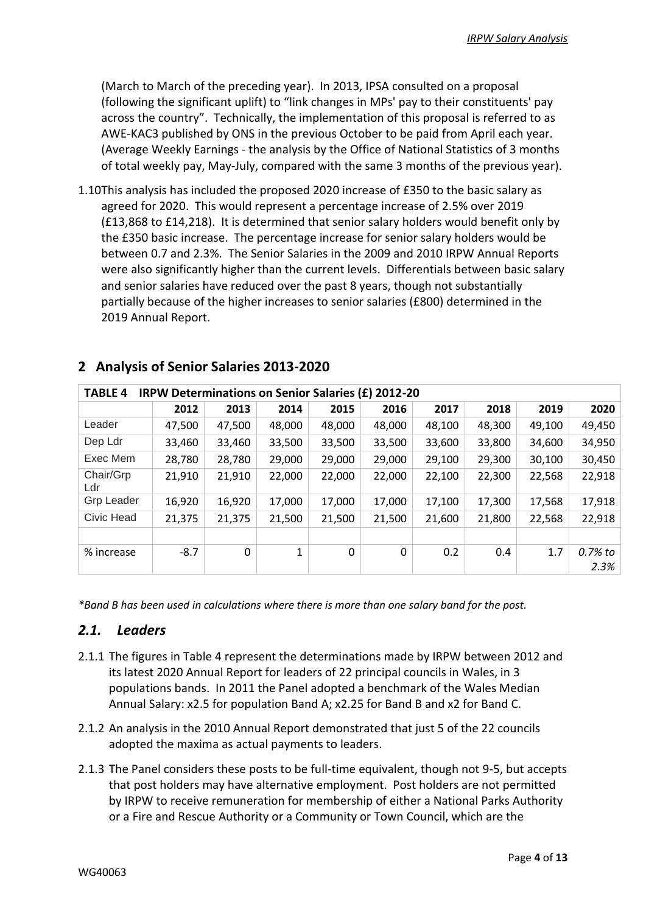(March to March of the preceding year). In 2013, IPSA consulted on a proposal (following the significant uplift) to "link changes in MPs' pay to their constituents' pay across the country". Technically, the implementation of this proposal is referred to as AWE-KAC3 published by ONS in the previous October to be paid from April each year. (Average Weekly Earnings - the analysis by the Office of National Statistics of 3 months of total weekly pay, May-July, compared with the same 3 months of the previous year).

1.10 This analysis has included the proposed 2020 increase of £350 to the basic salary as agreed for 2020. This would represent a percentage increase of 2.5% over 2019 (£13,868 to £14,218). It is determined that senior salary holders would benefit only by the £350 basic increase. The percentage increase for senior salary holders would be between 0.7 and 2.3%. The Senior Salaries in the 2009 and 2010 IRPW Annual Reports were also significantly higher than the current levels. Differentials between basic salary and senior salaries have reduced over the past 8 years, though not substantially partially because of the higher increases to senior salaries (£800) determined in the 2019 Annual Report.

## 2 Analysis of Senior Salaries 2013-2020

**TABLE 4 IRPW Determinations on Senior Salaries (£) 2012-20**

| | 2012 | 2013 | 2014 | 2015 | 2016 | 2017 | 2018 | 2019 | 2020 |
|---|---|---|---|---|---|---|---|---|---|
| Leader | 47,500 | 47,500 | 48,000 | 48,000 | 48,000 | 48,100 | 48,300 | 49,100 | 49,450 |
| Dep Ldr | 33,460 | 33,460 | 33,500 | 33,500 | 33,500 | 33,600 | 33,800 | 34,600 | 34,950 |
| Exec Mem | 28,780 | 28,780 | 29,000 | 29,000 | 29,000 | 29,100 | 29,300 | 30,100 | 30,450 |
| Chair/Grp Ldr | 21,910 | 21,910 | 22,000 | 22,000 | 22,000 | 22,100 | 22,300 | 22,568 | 22,918 |
| Grp Leader | 16,920 | 16,920 | 17,000 | 17,000 | 17,000 | 17,100 | 17,300 | 17,568 | 17,918 |
| Civic Head | 21,375 | 21,375 | 21,500 | 21,500 | 21,500 | 21,600 | 21,800 | 22,568 | 22,918 |
| | | | | | | | | | |
| % increase | -8.7 | 0 | 1 | 0 | 0 | 0.2 | 0.4 | 1.7 | *0.7% to 2.3%* |

*\*Band B has been used in calculations where there is more than one salary band for the post.*

### *2.1. Leaders*

2.1.1 The figures in Table 4 represent the determinations made by IRPW between 2012 and its latest 2020 Annual Report for leaders of 22 principal councils in Wales, in 3 populations bands. In 2011 the Panel adopted a benchmark of the Wales Median Annual Salary: x2.5 for population Band A; x2.25 for Band B and x2 for Band C.

2.1.2 An analysis in the 2010 Annual Report demonstrated that just 5 of the 22 councils adopted the maxima as actual payments to leaders.

2.1.3 The Panel considers these posts to be full-time equivalent, though not 9-5, but accepts that post holders may have alternative employment. Post holders are not permitted by IRPW to receive remuneration for membership of either a National Parks Authority or a Fire and Rescue Authority or a Community or Town Council, which are the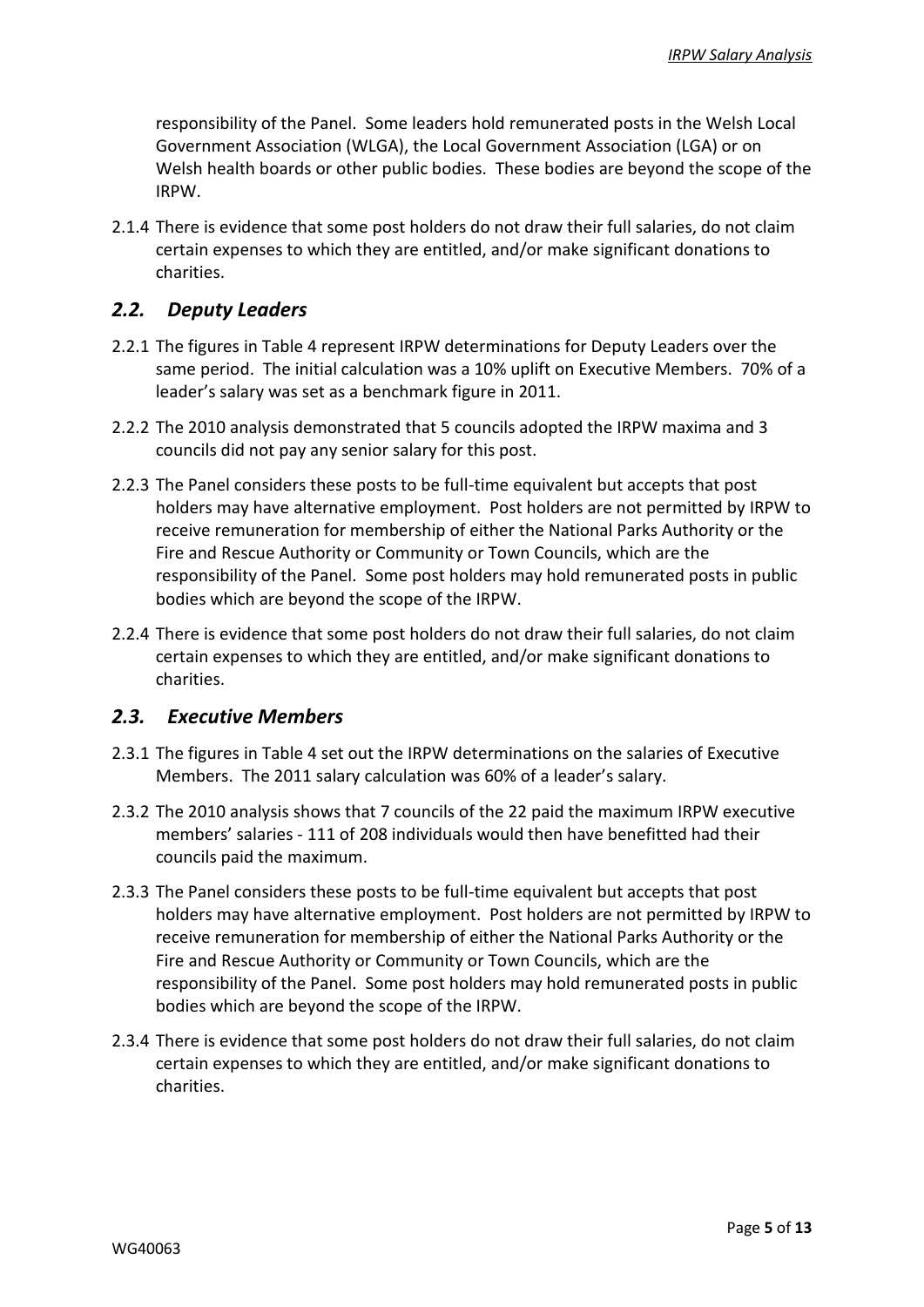responsibility of the Panel. Some leaders hold remunerated posts in the Welsh Local Government Association (WLGA), the Local Government Association (LGA) or on Welsh health boards or other public bodies. These bodies are beyond the scope of the IRPW.

2.1.4 There is evidence that some post holders do not draw their full salaries, do not claim certain expenses to which they are entitled, and/or make significant donations to charities.

## *2.2. Deputy Leaders*

2.2.1 The figures in Table 4 represent IRPW determinations for Deputy Leaders over the same period. The initial calculation was a 10% uplift on Executive Members. 70% of a leader's salary was set as a benchmark figure in 2011.

2.2.2 The 2010 analysis demonstrated that 5 councils adopted the IRPW maxima and 3 councils did not pay any senior salary for this post.

2.2.3 The Panel considers these posts to be full-time equivalent but accepts that post holders may have alternative employment. Post holders are not permitted by IRPW to receive remuneration for membership of either the National Parks Authority or the Fire and Rescue Authority or Community or Town Councils, which are the responsibility of the Panel. Some post holders may hold remunerated posts in public bodies which are beyond the scope of the IRPW.

2.2.4 There is evidence that some post holders do not draw their full salaries, do not claim certain expenses to which they are entitled, and/or make significant donations to charities.

## *2.3. Executive Members*

2.3.1 The figures in Table 4 set out the IRPW determinations on the salaries of Executive Members. The 2011 salary calculation was 60% of a leader's salary.

2.3.2 The 2010 analysis shows that 7 councils of the 22 paid the maximum IRPW executive members' salaries - 111 of 208 individuals would then have benefitted had their councils paid the maximum.

2.3.3 The Panel considers these posts to be full-time equivalent but accepts that post holders may have alternative employment. Post holders are not permitted by IRPW to receive remuneration for membership of either the National Parks Authority or the Fire and Rescue Authority or Community or Town Councils, which are the responsibility of the Panel. Some post holders may hold remunerated posts in public bodies which are beyond the scope of the IRPW.

2.3.4 There is evidence that some post holders do not draw their full salaries, do not claim certain expenses to which they are entitled, and/or make significant donations to charities.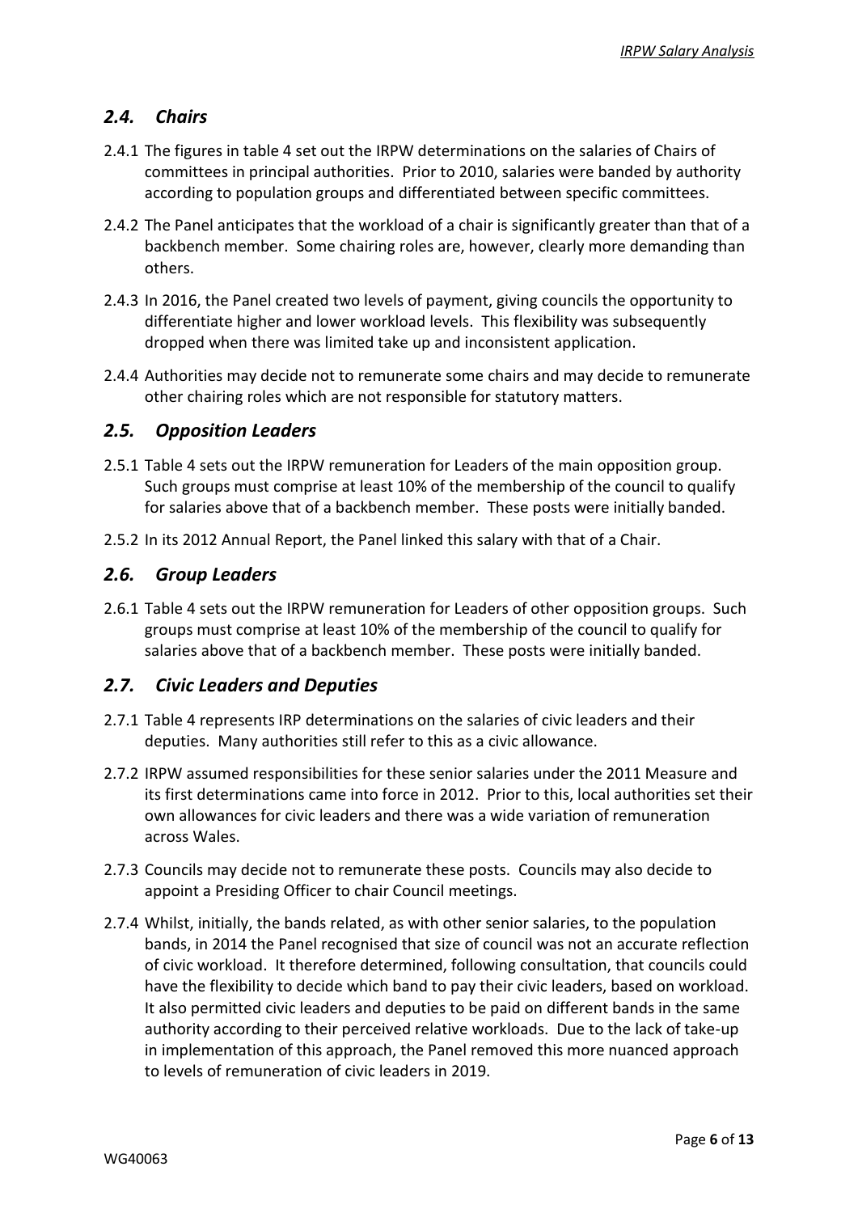## *2.4. Chairs*

2.4.1 The figures in table 4 set out the IRPW determinations on the salaries of Chairs of committees in principal authorities. Prior to 2010, salaries were banded by authority according to population groups and differentiated between specific committees.

2.4.2 The Panel anticipates that the workload of a chair is significantly greater than that of a backbench member. Some chairing roles are, however, clearly more demanding than others.

2.4.3 In 2016, the Panel created two levels of payment, giving councils the opportunity to differentiate higher and lower workload levels. This flexibility was subsequently dropped when there was limited take up and inconsistent application.

2.4.4 Authorities may decide not to remunerate some chairs and may decide to remunerate other chairing roles which are not responsible for statutory matters.

## *2.5. Opposition Leaders*

2.5.1 Table 4 sets out the IRPW remuneration for Leaders of the main opposition group. Such groups must comprise at least 10% of the membership of the council to qualify for salaries above that of a backbench member. These posts were initially banded.

2.5.2 In its 2012 Annual Report, the Panel linked this salary with that of a Chair.

## *2.6. Group Leaders*

2.6.1 Table 4 sets out the IRPW remuneration for Leaders of other opposition groups. Such groups must comprise at least 10% of the membership of the council to qualify for salaries above that of a backbench member. These posts were initially banded.

## *2.7. Civic Leaders and Deputies*

2.7.1 Table 4 represents IRP determinations on the salaries of civic leaders and their deputies. Many authorities still refer to this as a civic allowance.

2.7.2 IRPW assumed responsibilities for these senior salaries under the 2011 Measure and its first determinations came into force in 2012. Prior to this, local authorities set their own allowances for civic leaders and there was a wide variation of remuneration across Wales.

2.7.3 Councils may decide not to remunerate these posts. Councils may also decide to appoint a Presiding Officer to chair Council meetings.

2.7.4 Whilst, initially, the bands related, as with other senior salaries, to the population bands, in 2014 the Panel recognised that size of council was not an accurate reflection of civic workload. It therefore determined, following consultation, that councils could have the flexibility to decide which band to pay their civic leaders, based on workload. It also permitted civic leaders and deputies to be paid on different bands in the same authority according to their perceived relative workloads. Due to the lack of take-up in implementation of this approach, the Panel removed this more nuanced approach to levels of remuneration of civic leaders in 2019.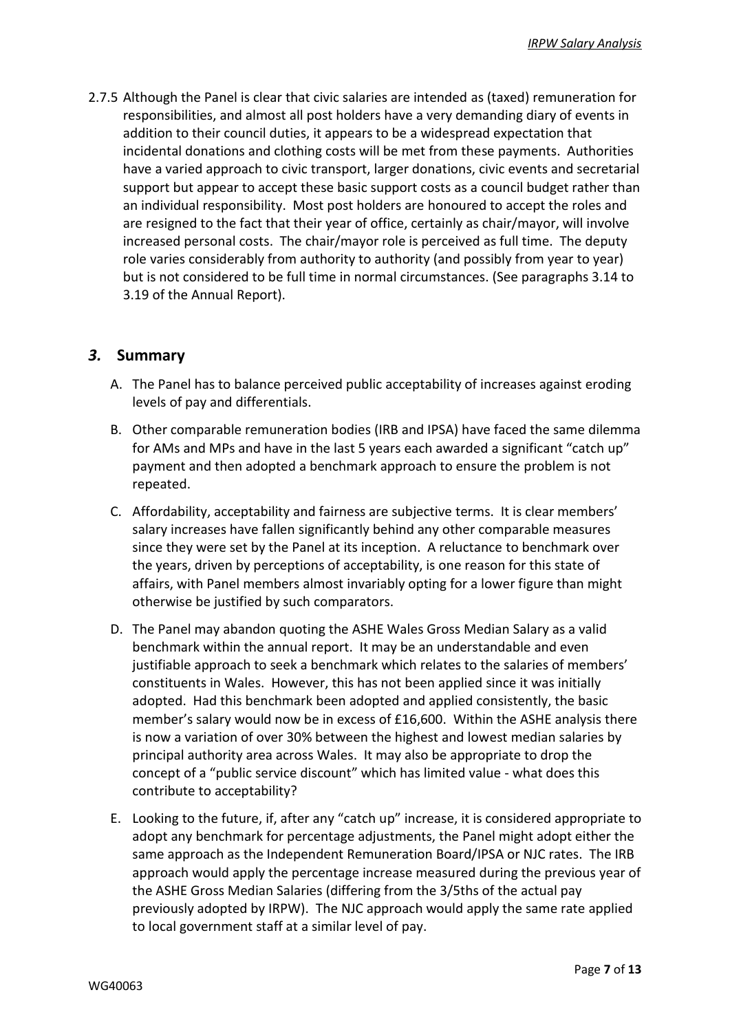2.7.5 Although the Panel is clear that civic salaries are intended as (taxed) remuneration for responsibilities, and almost all post holders have a very demanding diary of events in addition to their council duties, it appears to be a widespread expectation that incidental donations and clothing costs will be met from these payments. Authorities have a varied approach to civic transport, larger donations, civic events and secretarial support but appear to accept these basic support costs as a council budget rather than an individual responsibility. Most post holders are honoured to accept the roles and are resigned to the fact that their year of office, certainly as chair/mayor, will involve increased personal costs. The chair/mayor role is perceived as full time. The deputy role varies considerably from authority to authority (and possibly from year to year) but is not considered to be full time in normal circumstances. (See paragraphs 3.14 to 3.19 of the Annual Report).

## *3.* Summary

A. The Panel has to balance perceived public acceptability of increases against eroding levels of pay and differentials.

B. Other comparable remuneration bodies (IRB and IPSA) have faced the same dilemma for AMs and MPs and have in the last 5 years each awarded a significant "catch up" payment and then adopted a benchmark approach to ensure the problem is not repeated.

C. Affordability, acceptability and fairness are subjective terms. It is clear members' salary increases have fallen significantly behind any other comparable measures since they were set by the Panel at its inception. A reluctance to benchmark over the years, driven by perceptions of acceptability, is one reason for this state of affairs, with Panel members almost invariably opting for a lower figure than might otherwise be justified by such comparators.

D. The Panel may abandon quoting the ASHE Wales Gross Median Salary as a valid benchmark within the annual report. It may be an understandable and even justifiable approach to seek a benchmark which relates to the salaries of members' constituents in Wales. However, this has not been applied since it was initially adopted. Had this benchmark been adopted and applied consistently, the basic member's salary would now be in excess of £16,600. Within the ASHE analysis there is now a variation of over 30% between the highest and lowest median salaries by principal authority area across Wales. It may also be appropriate to drop the concept of a "public service discount" which has limited value - what does this contribute to acceptability?

E. Looking to the future, if, after any "catch up" increase, it is considered appropriate to adopt any benchmark for percentage adjustments, the Panel might adopt either the same approach as the Independent Remuneration Board/IPSA or NJC rates. The IRB approach would apply the percentage increase measured during the previous year of the ASHE Gross Median Salaries (differing from the 3/5ths of the actual pay previously adopted by IRPW). The NJC approach would apply the same rate applied to local government staff at a similar level of pay.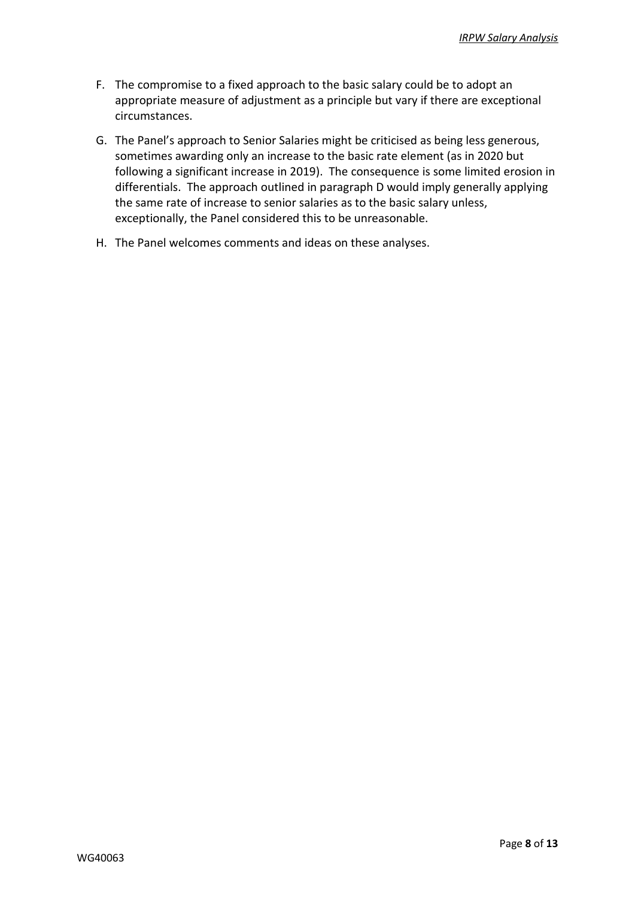F. The compromise to a fixed approach to the basic salary could be to adopt an appropriate measure of adjustment as a principle but vary if there are exceptional circumstances.

G. The Panel's approach to Senior Salaries might be criticised as being less generous, sometimes awarding only an increase to the basic rate element (as in 2020 but following a significant increase in 2019). The consequence is some limited erosion in differentials. The approach outlined in paragraph D would imply generally applying the same rate of increase to senior salaries as to the basic salary unless, exceptionally, the Panel considered this to be unreasonable.

H. The Panel welcomes comments and ideas on these analyses.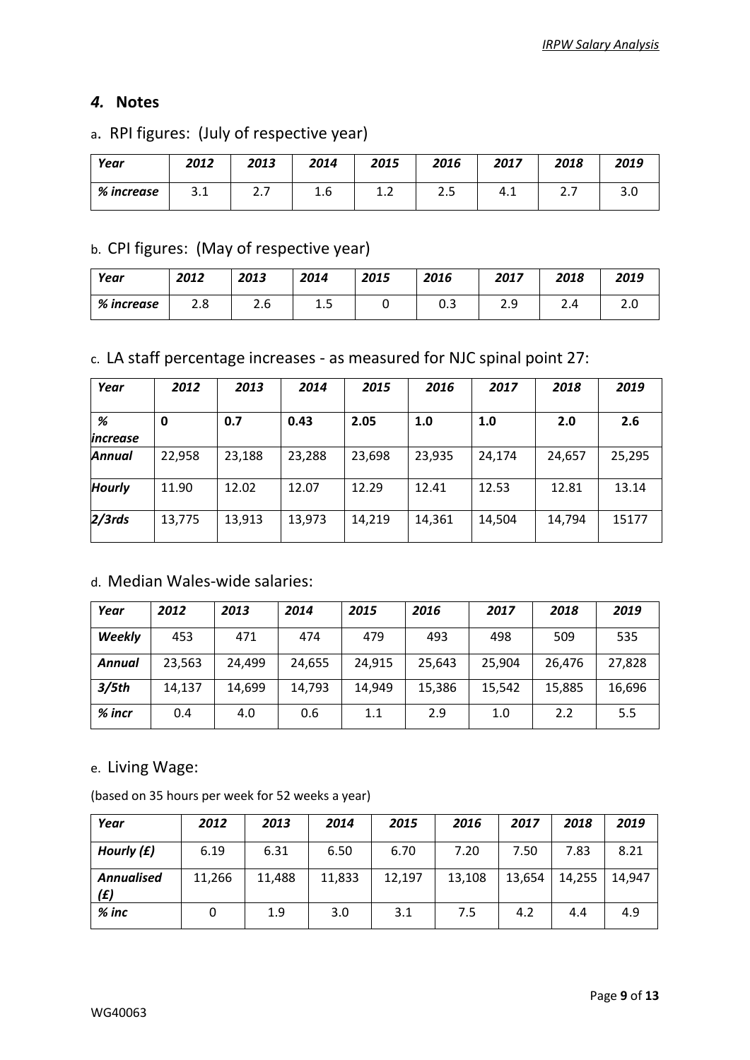## *4.* Notes

### a. RPI figures: (July of respective year)

| *Year* | *2012* | *2013* | *2014* | *2015* | *2016* | *2017* | *2018* | *2019* |
|---|---|---|---|---|---|---|---|---|
| *% increase* | 3.1 | 2.7 | 1.6 | 1.2 | 2.5 | 4.1 | 2.7 | 3.0 |

### b. CPI figures: (May of respective year)

| *Year* | *2012* | *2013* | *2014* | *2015* | *2016* | *2017* | *2018* | *2019* |
|---|---|---|---|---|---|---|---|---|
| *% increase* | 2.8 | 2.6 | 1.5 | 0 | 0.3 | 2.9 | 2.4 | 2.0 |

### c. LA staff percentage increases - as measured for NJC spinal point 27:

| *Year* | *2012* | *2013* | *2014* | *2015* | *2016* | *2017* | *2018* | *2019* |
|---|---|---|---|---|---|---|---|---|
| *% increase* | **0** | **0.7** | **0.43** | **2.05** | **1.0** | **1.0** | **2.0** | **2.6** |
| ***Annual*** | 22,958 | 23,188 | 23,288 | 23,698 | 23,935 | 24,174 | 24,657 | 25,295 |
| ***Hourly*** | 11.90 | 12.02 | 12.07 | 12.29 | 12.41 | 12.53 | 12.81 | 13.14 |
| ***2/3rds*** | 13,775 | 13,913 | 13,973 | 14,219 | 14,361 | 14,504 | 14,794 | 15177 |

### d. Median Wales-wide salaries:

| *Year* | *2012* | *2013* | *2014* | *2015* | *2016* | *2017* | *2018* | *2019* |
|---|---|---|---|---|---|---|---|---|
| ***Weekly*** | 453 | 471 | 474 | 479 | 493 | 498 | 509 | 535 |
| ***Annual*** | 23,563 | 24,499 | 24,655 | 24,915 | 25,643 | 25,904 | 26,476 | 27,828 |
| ***3/5th*** | 14,137 | 14,699 | 14,793 | 14,949 | 15,386 | 15,542 | 15,885 | 16,696 |
| ***% incr*** | 0.4 | 4.0 | 0.6 | 1.1 | 2.9 | 1.0 | 2.2 | 5.5 |

### e. Living Wage:

(based on 35 hours per week for 52 weeks a year)

| *Year* | *2012* | *2013* | *2014* | *2015* | *2016* | *2017* | *2018* | *2019* |
|---|---|---|---|---|---|---|---|---|
| ***Hourly (£)*** | 6.19 | 6.31 | 6.50 | 6.70 | 7.20 | 7.50 | 7.83 | 8.21 |
| ***Annualised (£)*** | 11,266 | 11,488 | 11,833 | 12,197 | 13,108 | 13,654 | 14,255 | 14,947 |
| ***% inc*** | 0 | 1.9 | 3.0 | 3.1 | 7.5 | 4.2 | 4.4 | 4.9 |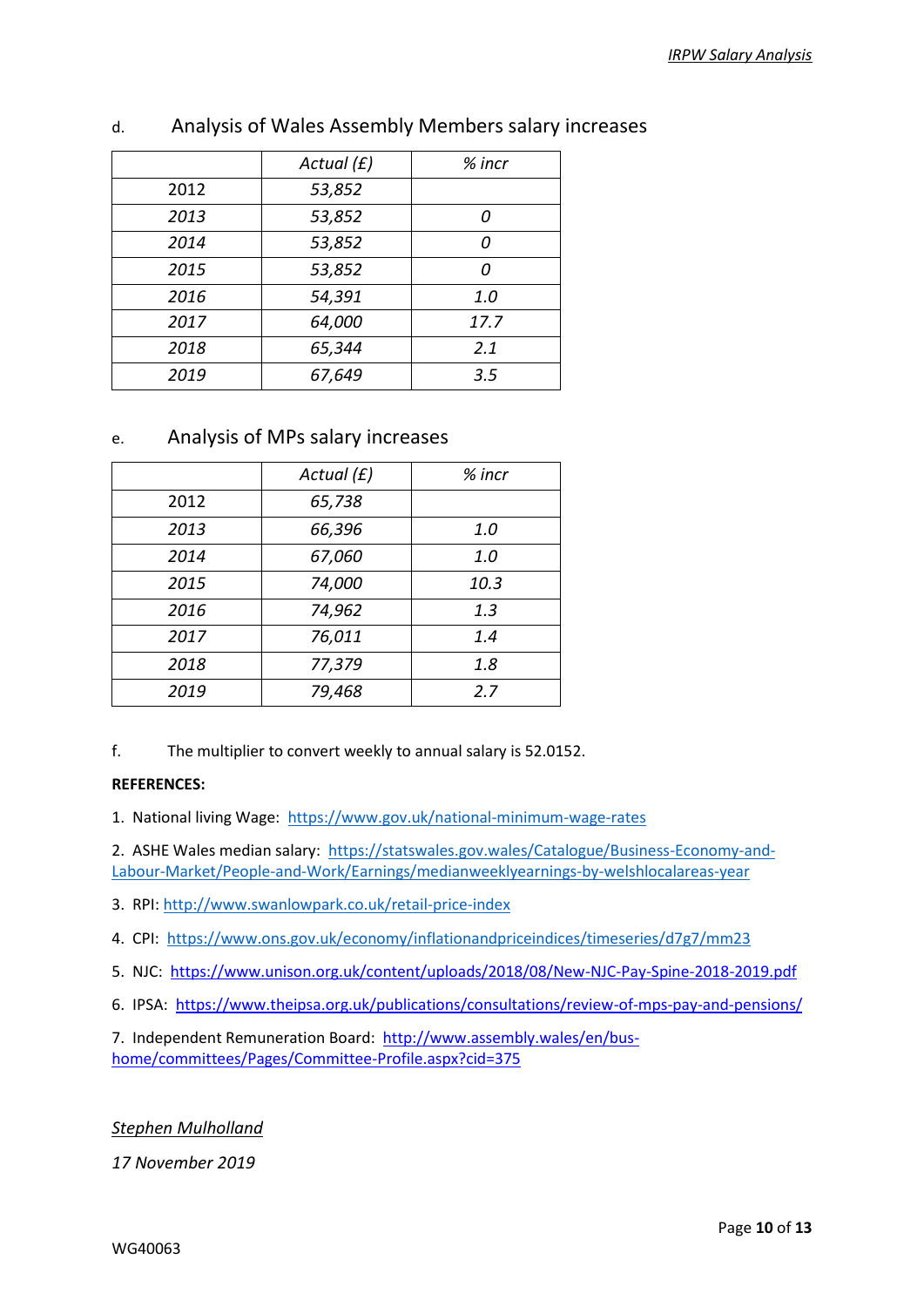d. Analysis of Wales Assembly Members salary increases

| | *Actual (£)* | *% incr* |
|---|---|---|
| 2012 | *53,852* | |
| *2013* | *53,852* | *0* |
| *2014* | *53,852* | *0* |
| *2015* | *53,852* | *0* |
| *2016* | *54,391* | *1.0* |
| *2017* | *64,000* | *17.7* |
| *2018* | *65,344* | *2.1* |
| *2019* | *67,649* | *3.5* |

e. Analysis of MPs salary increases

| | *Actual (£)* | *% incr* |
|---|---|---|
| 2012 | *65,738* | |
| *2013* | *66,396* | *1.0* |
| *2014* | *67,060* | *1.0* |
| *2015* | *74,000* | *10.3* |
| *2016* | *74,962* | *1.3* |
| *2017* | *76,011* | *1.4* |
| *2018* | *77,379* | *1.8* |
| *2019* | *79,468* | *2.7* |

f. The multiplier to convert weekly to annual salary is 52.0152.

**REFERENCES:**

1. National living Wage: https://www.gov.uk/national-minimum-wage-rates
2. ASHE Wales median salary: https://statswales.gov.wales/Catalogue/Business-Economy-and-Labour-Market/People-and-Work/Earnings/medianweeklyearnings-by-welshlocalareas-year
3. RPI: http://www.swanlowpark.co.uk/retail-price-index
4. CPI: https://www.ons.gov.uk/economy/inflationandpriceindices/timeseries/d7g7/mm23
5. NJC: https://www.unison.org.uk/content/uploads/2018/08/New-NJC-Pay-Spine-2018-2019.pdf
6. IPSA: https://www.theipsa.org.uk/publications/consultations/review-of-mps-pay-and-pensions/
7. Independent Remuneration Board: http://www.assembly.wales/en/bus-home/committees/Pages/Committee-Profile.aspx?cid=375

*Stephen Mulholland*

*17 November 2019*

WG40063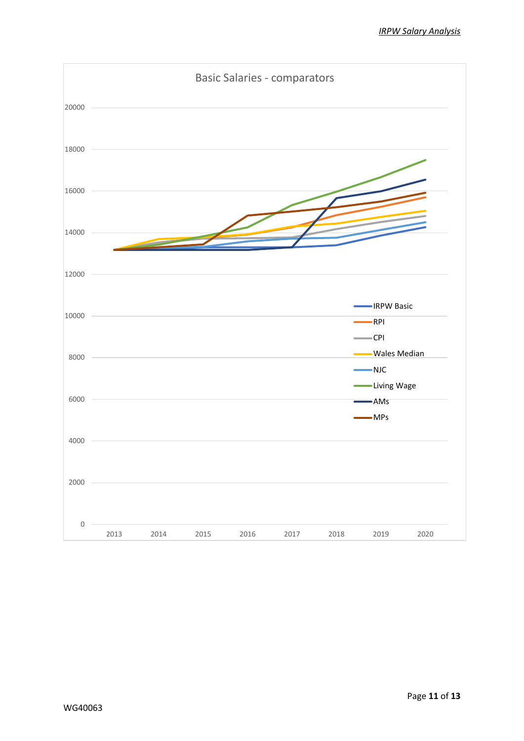Basic Salaries - comparators

Legend: IRPW Basic, RPI, CPI, Wales Median, NJC, Living Wage, AMs, MPs

Y-axis: 0, 2000, 4000, 6000, 8000, 10000, 12000, 14000, 16000, 18000, 20000

X-axis: 2013, 2014, 2015, 2016, 2017, 2018, 2019, 2020

WG40063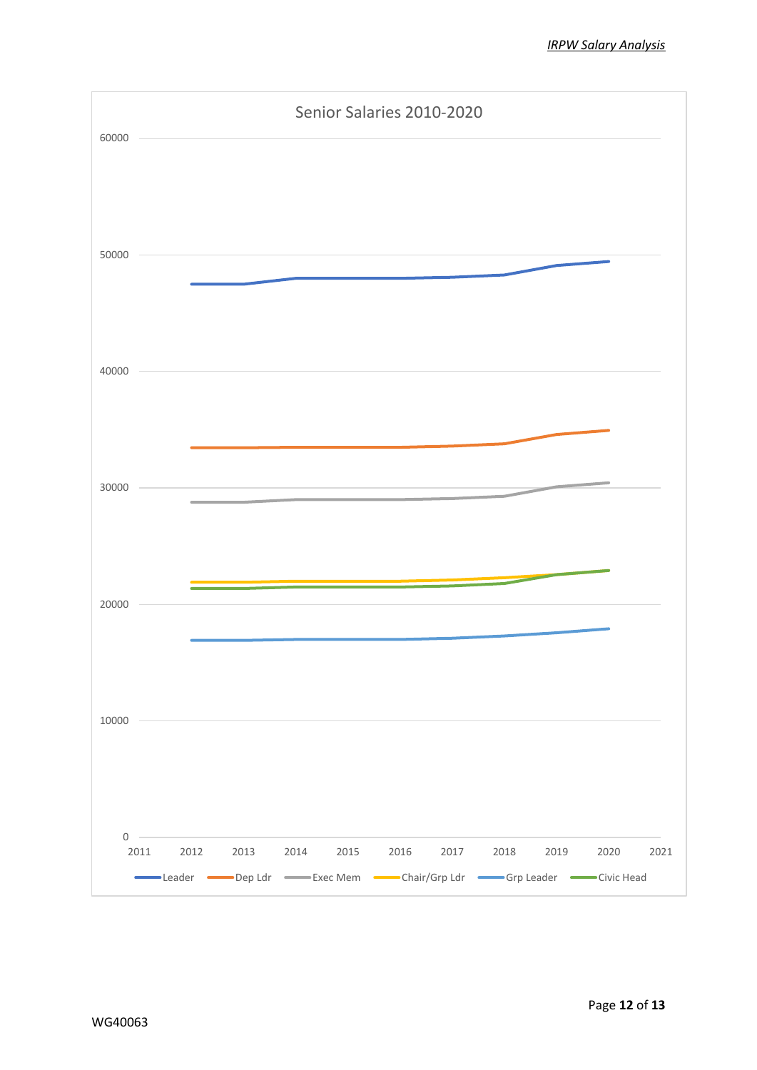Senior Salaries 2010-2020

| | |
|---|---|
| Y-axis | 0, 10000, 20000, 30000, 40000, 50000, 60000 |
| X-axis | 2011, 2012, 2013, 2014, 2015, 2016, 2017, 2018, 2019, 2020, 2021 |
| Legend | Leader, Dep Ldr, Exec Mem, Chair/Grp Ldr, Grp Leader, Civic Head |

WG40063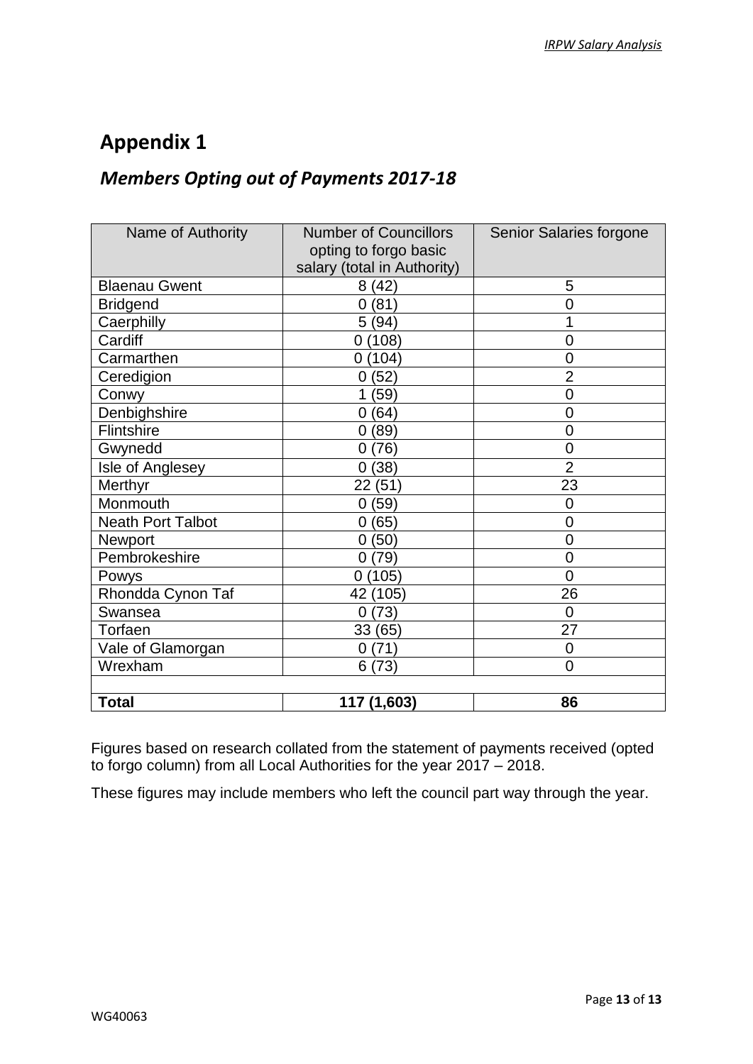# Appendix 1

## *Members Opting out of Payments 2017-18*

| Name of Authority | Number of Councillors opting to forgo basic salary (total in Authority) | Senior Salaries forgone |
|---|---|---|
| Blaenau Gwent | 8 (42) | 5 |
| Bridgend | 0 (81) | 0 |
| Caerphilly | 5 (94) | 1 |
| Cardiff | 0 (108) | 0 |
| Carmarthen | 0 (104) | 0 |
| Ceredigion | 0 (52) | 2 |
| Conwy | 1 (59) | 0 |
| Denbighshire | 0 (64) | 0 |
| Flintshire | 0 (89) | 0 |
| Gwynedd | 0 (76) | 0 |
| Isle of Anglesey | 0 (38) | 2 |
| Merthyr | 22 (51) | 23 |
| Monmouth | 0 (59) | 0 |
| Neath Port Talbot | 0 (65) | 0 |
| Newport | 0 (50) | 0 |
| Pembrokeshire | 0 (79) | 0 |
| Powys | 0 (105) | 0 |
| Rhondda Cynon Taf | 42 (105) | 26 |
| Swansea | 0 (73) | 0 |
| Torfaen | 33 (65) | 27 |
| Vale of Glamorgan | 0 (71) | 0 |
| Wrexham | 6 (73) | 0 |
| | | |
| **Total** | **117 (1,603)** | **86** |

Figures based on research collated from the statement of payments received (opted to forgo column) from all Local Authorities for the year 2017 – 2018.

These figures may include members who left the council part way through the year.